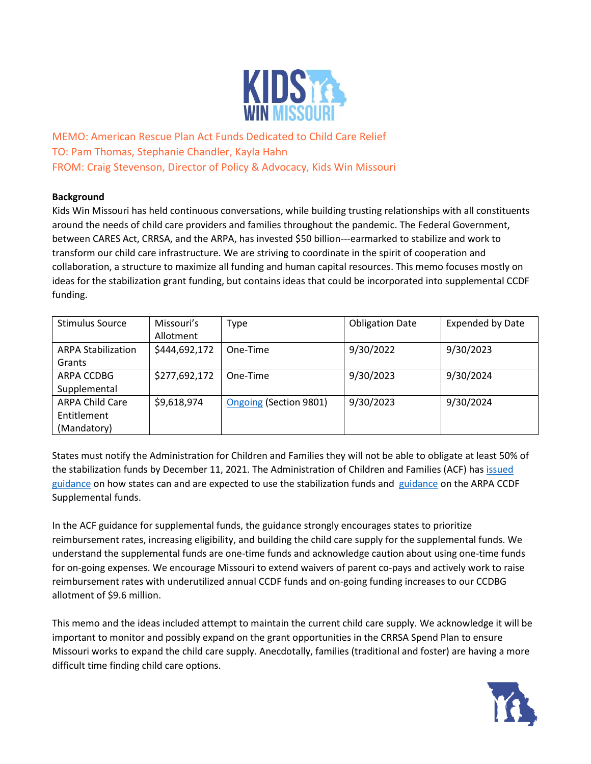MEMO: American Rescue Plan Act Funds Dedicated to Child Care Relief
TO: Pam Thomas, Stephanie Chandler, Kayla Hahn
FROM: Craig Stevenson, Director of Policy & Advocacy, Kids Win Missouri

**Background**

Kids Win Missouri has held continuous conversations, while building trusting relationships with all constituents around the needs of child care providers and families throughout the pandemic. The Federal Government, between CARES Act, CRRSA, and the ARPA, has invested $50 billion---earmarked to stabilize and work to transform our child care infrastructure. We are striving to coordinate in the spirit of cooperation and collaboration, a structure to maximize all funding and human capital resources. This memo focuses mostly on ideas for the stabilization grant funding, but contains ideas that could be incorporated into supplemental CCDF funding.

| Stimulus Source | Missouri's Allotment | Type | Obligation Date | Expended by Date |
|---|---|---|---|---|
| ARPA Stabilization Grants | $444,692,172 | One-Time | 9/30/2022 | 9/30/2023 |
| ARPA CCDBG Supplemental | $277,692,172 | One-Time | 9/30/2023 | 9/30/2024 |
| ARPA Child Care Entitlement (Mandatory) | $9,618,974 | Ongoing (Section 9801) | 9/30/2023 | 9/30/2024 |

States must notify the Administration for Children and Families they will not be able to obligate at least 50% of the stabilization funds by December 11, 2021. The Administration of Children and Families (ACF) has issued guidance on how states can and are expected to use the stabilization funds and guidance on the ARPA CCDF Supplemental funds.

In the ACF guidance for supplemental funds, the guidance strongly encourages states to prioritize reimbursement rates, increasing eligibility, and building the child care supply for the supplemental funds. We understand the supplemental funds are one-time funds and acknowledge caution about using one-time funds for on-going expenses. We encourage Missouri to extend waivers of parent co-pays and actively work to raise reimbursement rates with underutilized annual CCDF funds and on-going funding increases to our CCDBG allotment of $9.6 million.

This memo and the ideas included attempt to maintain the current child care supply. We acknowledge it will be important to monitor and possibly expand on the grant opportunities in the CRRSA Spend Plan to ensure Missouri works to expand the child care supply. Anecdotally, families (traditional and foster) are having a more difficult time finding child care options.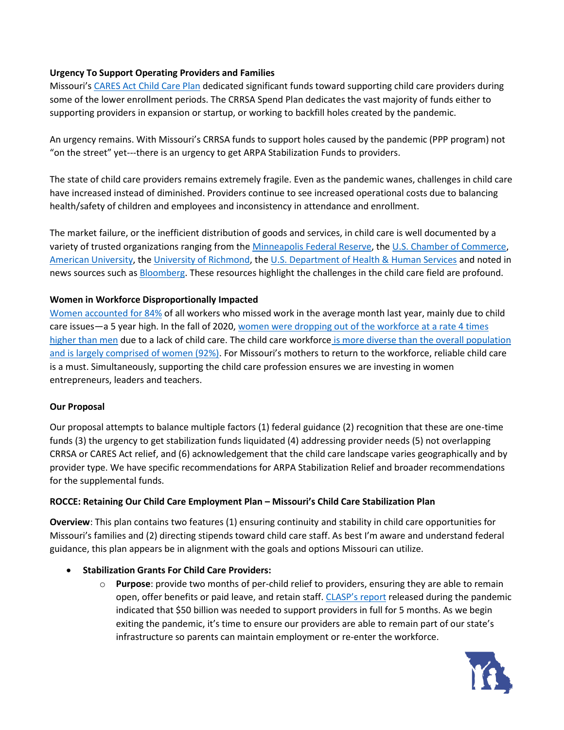**Urgency To Support Operating Providers and Families**

Missouri's CARES Act Child Care Plan dedicated significant funds toward supporting child care providers during some of the lower enrollment periods. The CRRSA Spend Plan dedicates the vast majority of funds either to supporting providers in expansion or startup, or working to backfill holes created by the pandemic.

An urgency remains. With Missouri's CRRSA funds to support holes caused by the pandemic (PPP program) not "on the street" yet---there is an urgency to get ARPA Stabilization Funds to providers.

The state of child care providers remains extremely fragile. Even as the pandemic wanes, challenges in child care have increased instead of diminished. Providers continue to see increased operational costs due to balancing health/safety of children and employees and inconsistency in attendance and enrollment.

The market failure, or the inefficient distribution of goods and services, in child care is well documented by a variety of trusted organizations ranging from the Minneapolis Federal Reserve, the U.S. Chamber of Commerce, American University, the University of Richmond, the U.S. Department of Health & Human Services and noted in news sources such as Bloomberg. These resources highlight the challenges in the child care field are profound.

**Women in Workforce Disproportionally Impacted**

Women accounted for 84% of all workers who missed work in the average month last year, mainly due to child care issues—a 5 year high. In the fall of 2020, women were dropping out of the workforce at a rate 4 times higher than men due to a lack of child care. The child care workforce is more diverse than the overall population and is largely comprised of women (92%). For Missouri's mothers to return to the workforce, reliable child care is a must. Simultaneously, supporting the child care profession ensures we are investing in women entrepreneurs, leaders and teachers.

**Our Proposal**

Our proposal attempts to balance multiple factors (1) federal guidance (2) recognition that these are one-time funds (3) the urgency to get stabilization funds liquidated (4) addressing provider needs (5) not overlapping CRRSA or CARES Act relief, and (6) acknowledgement that the child care landscape varies geographically and by provider type. We have specific recommendations for ARPA Stabilization Relief and broader recommendations for the supplemental funds.

**ROCCE: Retaining Our Child Care Employment Plan – Missouri's Child Care Stabilization Plan**

**Overview**: This plan contains two features (1) ensuring continuity and stability in child care opportunities for Missouri's families and (2) directing stipends toward child care staff. As best I'm aware and understand federal guidance, this plan appears be in alignment with the goals and options Missouri can utilize.

- **Stabilization Grants For Child Care Providers:**
  - **Purpose**: provide two months of per-child relief to providers, ensuring they are able to remain open, offer benefits or paid leave, and retain staff. CLASP's report released during the pandemic indicated that $50 billion was needed to support providers in full for 5 months. As we begin exiting the pandemic, it's time to ensure our providers are able to remain part of our state's infrastructure so parents can maintain employment or re-enter the workforce.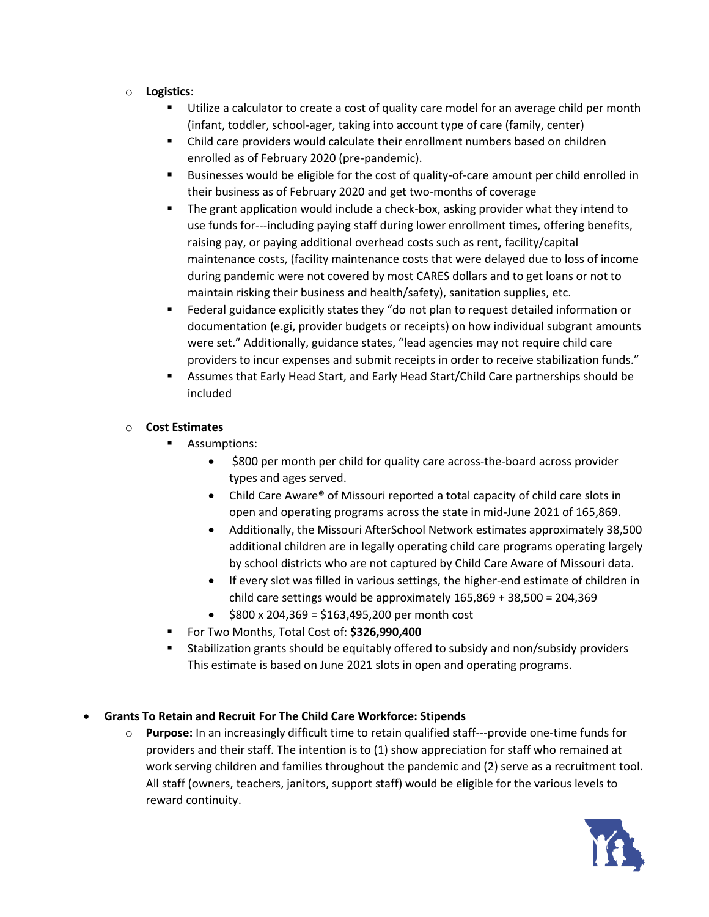- **Logistics**:
  - Utilize a calculator to create a cost of quality care model for an average child per month (infant, toddler, school-ager, taking into account type of care (family, center)
  - Child care providers would calculate their enrollment numbers based on children enrolled as of February 2020 (pre-pandemic).
  - Businesses would be eligible for the cost of quality-of-care amount per child enrolled in their business as of February 2020 and get two-months of coverage
  - The grant application would include a check-box, asking provider what they intend to use funds for---including paying staff during lower enrollment times, offering benefits, raising pay, or paying additional overhead costs such as rent, facility/capital maintenance costs, (facility maintenance costs that were delayed due to loss of income during pandemic were not covered by most CARES dollars and to get loans or not to maintain risking their business and health/safety), sanitation supplies, etc.
  - Federal guidance explicitly states they "do not plan to request detailed information or documentation (e.gi, provider budgets or receipts) on how individual subgrant amounts were set." Additionally, guidance states, "lead agencies may not require child care providers to incur expenses and submit receipts in order to receive stabilization funds."
  - Assumes that Early Head Start, and Early Head Start/Child Care partnerships should be included

- **Cost Estimates**
  - Assumptions:
    - $800 per month per child for quality care across-the-board across provider types and ages served.
    - Child Care Aware® of Missouri reported a total capacity of child care slots in open and operating programs across the state in mid-June 2021 of 165,869.
    - Additionally, the Missouri AfterSchool Network estimates approximately 38,500 additional children are in legally operating child care programs operating largely by school districts who are not captured by Child Care Aware of Missouri data.
    - If every slot was filled in various settings, the higher-end estimate of children in child care settings would be approximately 165,869 + 38,500 = 204,369
    - $800 x 204,369 = $163,495,200 per month cost
  - For Two Months, Total Cost of: **$326,990,400**
  - Stabilization grants should be equitably offered to subsidy and non/subsidy providers This estimate is based on June 2021 slots in open and operating programs.

- **Grants To Retain and Recruit For The Child Care Workforce: Stipends**
  - **Purpose:** In an increasingly difficult time to retain qualified staff---provide one-time funds for providers and their staff. The intention is to (1) show appreciation for staff who remained at work serving children and families throughout the pandemic and (2) serve as a recruitment tool. All staff (owners, teachers, janitors, support staff) would be eligible for the various levels to reward continuity.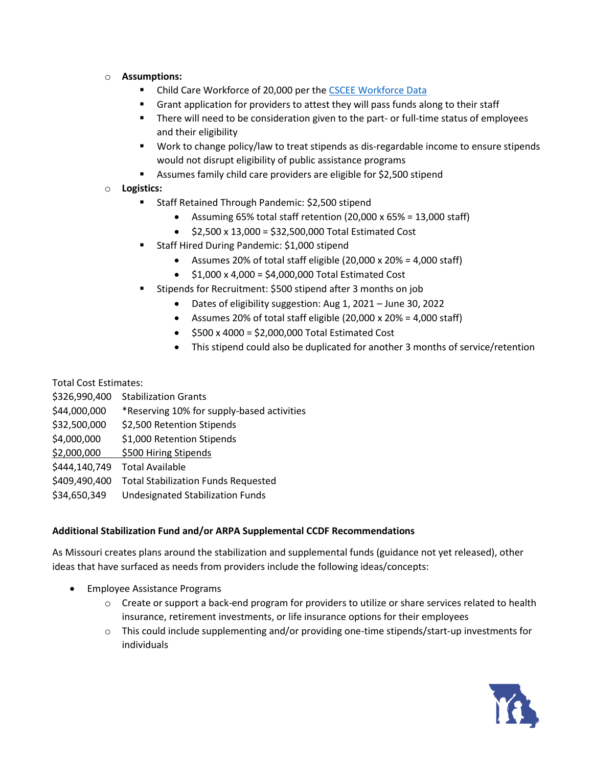- **Assumptions:**
    - Child Care Workforce of 20,000 per the [CSCEE Workforce Data]
    - Grant application for providers to attest they will pass funds along to their staff
    - There will need to be consideration given to the part- or full-time status of employees and their eligibility
    - Work to change policy/law to treat stipends as dis-regardable income to ensure stipends would not disrupt eligibility of public assistance programs
    - Assumes family child care providers are eligible for $2,500 stipend
- **Logistics:**
    - Staff Retained Through Pandemic: $2,500 stipend
        - Assuming 65% total staff retention (20,000 x 65% = 13,000 staff)
        - $2,500 x 13,000 = $32,500,000 Total Estimated Cost
    - Staff Hired During Pandemic: $1,000 stipend
        - Assumes 20% of total staff eligible (20,000 x 20% = 4,000 staff)
        - $1,000 x 4,000 = $4,000,000 Total Estimated Cost
    - Stipends for Recruitment: $500 stipend after 3 months on job
        - Dates of eligibility suggestion: Aug 1, 2021 – June 30, 2022
        - Assumes 20% of total staff eligible (20,000 x 20% = 4,000 staff)
        - $500 x 4000 = $2,000,000 Total Estimated Cost
        - This stipend could also be duplicated for another 3 months of service/retention

Total Cost Estimates:

| | |
|---|---|
| $326,990,400 | Stabilization Grants |
| $44,000,000 | *Reserving 10% for supply-based activities |
| $32,500,000 | $2,500 Retention Stipends |
| $4,000,000 | $1,000 Retention Stipends |
| $2,000,000 | $500 Hiring Stipends |
| $444,140,749 | Total Available |
| $409,490,400 | Total Stabilization Funds Requested |
| $34,650,349 | Undesignated Stabilization Funds |

**Additional Stabilization Fund and/or ARPA Supplemental CCDF Recommendations**

As Missouri creates plans around the stabilization and supplemental funds (guidance not yet released), other ideas that have surfaced as needs from providers include the following ideas/concepts:

- Employee Assistance Programs
    - Create or support a back-end program for providers to utilize or share services related to health insurance, retirement investments, or life insurance options for their employees
    - This could include supplementing and/or providing one-time stipends/start-up investments for individuals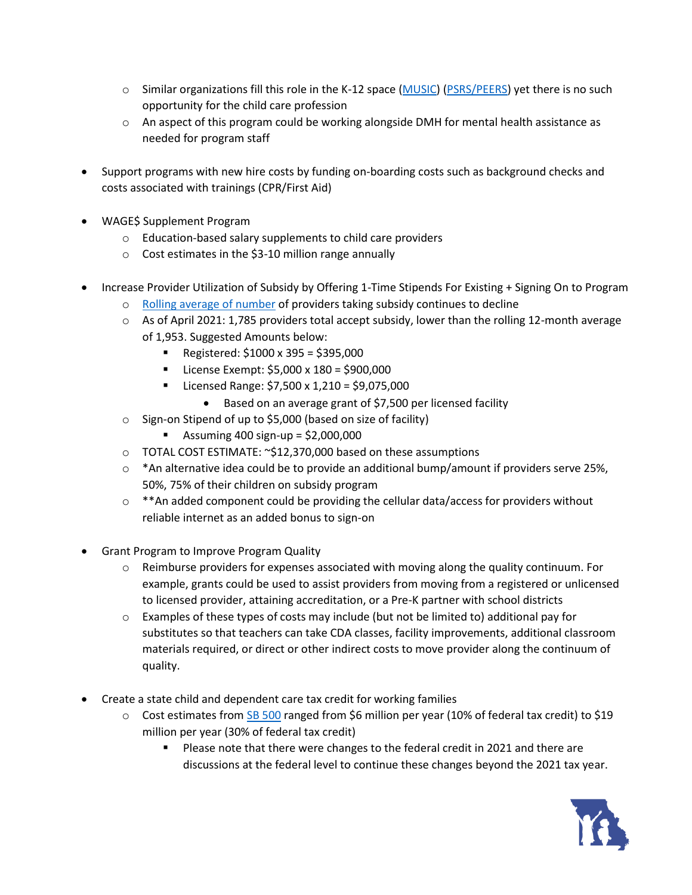- Similar organizations fill this role in the K-12 space (MUSIC) (PSRS/PEERS) yet there is no such opportunity for the child care profession
  - An aspect of this program could be working alongside DMH for mental health assistance as needed for program staff

- Support programs with new hire costs by funding on-boarding costs such as background checks and costs associated with trainings (CPR/First Aid)

- WAGE$ Supplement Program
  - Education-based salary supplements to child care providers
  - Cost estimates in the $3-10 million range annually

- Increase Provider Utilization of Subsidy by Offering 1-Time Stipends For Existing + Signing On to Program
  - Rolling average of number of providers taking subsidy continues to decline
  - As of April 2021: 1,785 providers total accept subsidy, lower than the rolling 12-month average of 1,953. Suggested Amounts below:
    - Registered: $1000 x 395 = $395,000
    - License Exempt: $5,000 x 180 = $900,000
    - Licensed Range: $7,500 x 1,210 = $9,075,000
      - Based on an average grant of $7,500 per licensed facility
  - Sign-on Stipend of up to $5,000 (based on size of facility)
    - Assuming 400 sign-up = $2,000,000
  - TOTAL COST ESTIMATE: ~$12,370,000 based on these assumptions
  - *An alternative idea could be to provide an additional bump/amount if providers serve 25%, 50%, 75% of their children on subsidy program
  - **An added component could be providing the cellular data/access for providers without reliable internet as an added bonus to sign-on

- Grant Program to Improve Program Quality
  - Reimburse providers for expenses associated with moving along the quality continuum. For example, grants could be used to assist providers from moving from a registered or unlicensed to licensed provider, attaining accreditation, or a Pre-K partner with school districts
  - Examples of these types of costs may include (but not be limited to) additional pay for substitutes so that teachers can take CDA classes, facility improvements, additional classroom materials required, or direct or other indirect costs to move provider along the continuum of quality.

- Create a state child and dependent care tax credit for working families
  - Cost estimates from SB 500 ranged from $6 million per year (10% of federal tax credit) to $19 million per year (30% of federal tax credit)
    - Please note that there were changes to the federal credit in 2021 and there are discussions at the federal level to continue these changes beyond the 2021 tax year.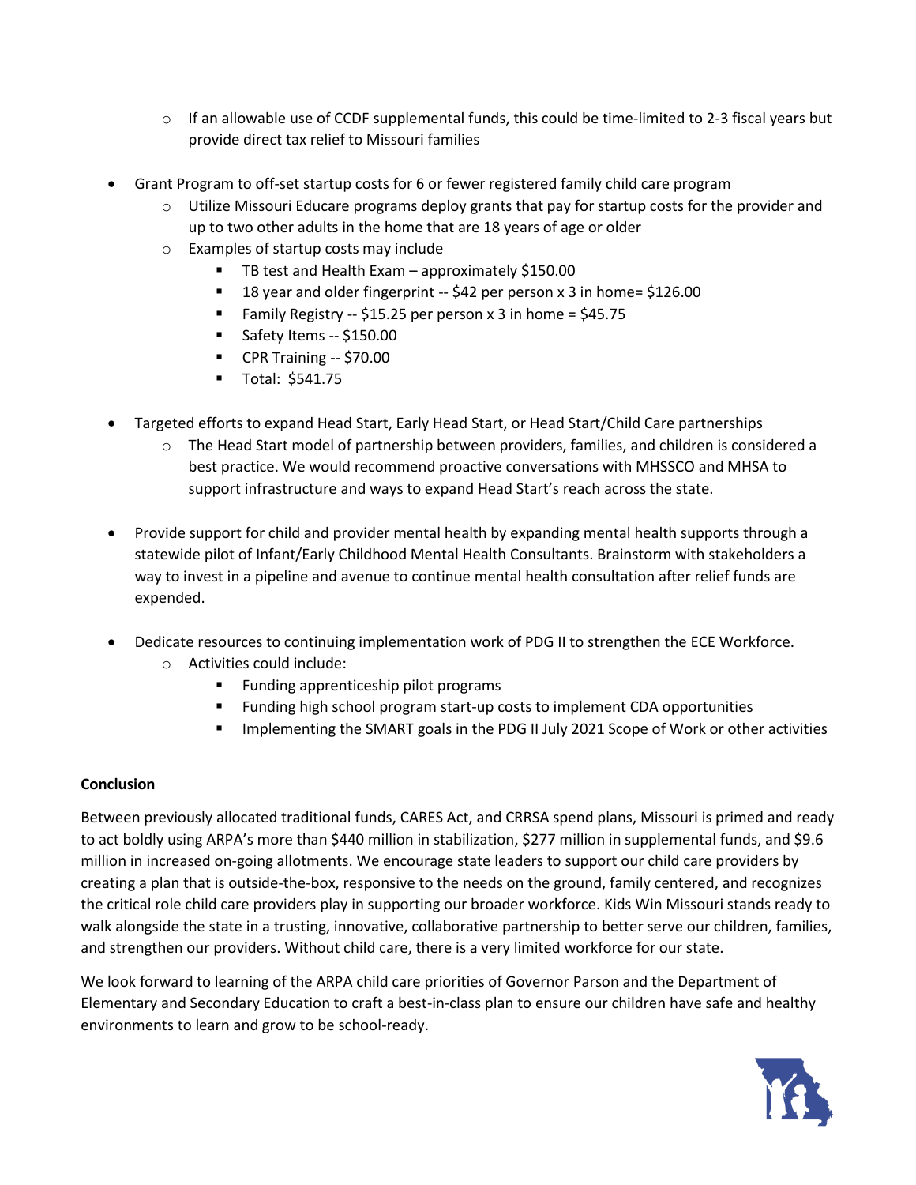- If an allowable use of CCDF supplemental funds, this could be time-limited to 2-3 fiscal years but provide direct tax relief to Missouri families

- Grant Program to off-set startup costs for 6 or fewer registered family child care program
    - Utilize Missouri Educare programs deploy grants that pay for startup costs for the provider and up to two other adults in the home that are 18 years of age or older
    - Examples of startup costs may include
        - TB test and Health Exam – approximately $150.00
        - 18 year and older fingerprint -- $42 per person x 3 in home= $126.00
        - Family Registry -- $15.25 per person x 3 in home = $45.75
        - Safety Items -- $150.00
        - CPR Training -- $70.00
        - Total: $541.75

- Targeted efforts to expand Head Start, Early Head Start, or Head Start/Child Care partnerships
    - The Head Start model of partnership between providers, families, and children is considered a best practice. We would recommend proactive conversations with MHSSCO and MHSA to support infrastructure and ways to expand Head Start's reach across the state.

- Provide support for child and provider mental health by expanding mental health supports through a statewide pilot of Infant/Early Childhood Mental Health Consultants. Brainstorm with stakeholders a way to invest in a pipeline and avenue to continue mental health consultation after relief funds are expended.

- Dedicate resources to continuing implementation work of PDG II to strengthen the ECE Workforce.
    - Activities could include:
        - Funding apprenticeship pilot programs
        - Funding high school program start-up costs to implement CDA opportunities
        - Implementing the SMART goals in the PDG II July 2021 Scope of Work or other activities

**Conclusion**

Between previously allocated traditional funds, CARES Act, and CRRSA spend plans, Missouri is primed and ready to act boldly using ARPA's more than $440 million in stabilization, $277 million in supplemental funds, and $9.6 million in increased on-going allotments. We encourage state leaders to support our child care providers by creating a plan that is outside-the-box, responsive to the needs on the ground, family centered, and recognizes the critical role child care providers play in supporting our broader workforce. Kids Win Missouri stands ready to walk alongside the state in a trusting, innovative, collaborative partnership to better serve our children, families, and strengthen our providers. Without child care, there is a very limited workforce for our state.

We look forward to learning of the ARPA child care priorities of Governor Parson and the Department of Elementary and Secondary Education to craft a best-in-class plan to ensure our children have safe and healthy environments to learn and grow to be school-ready.